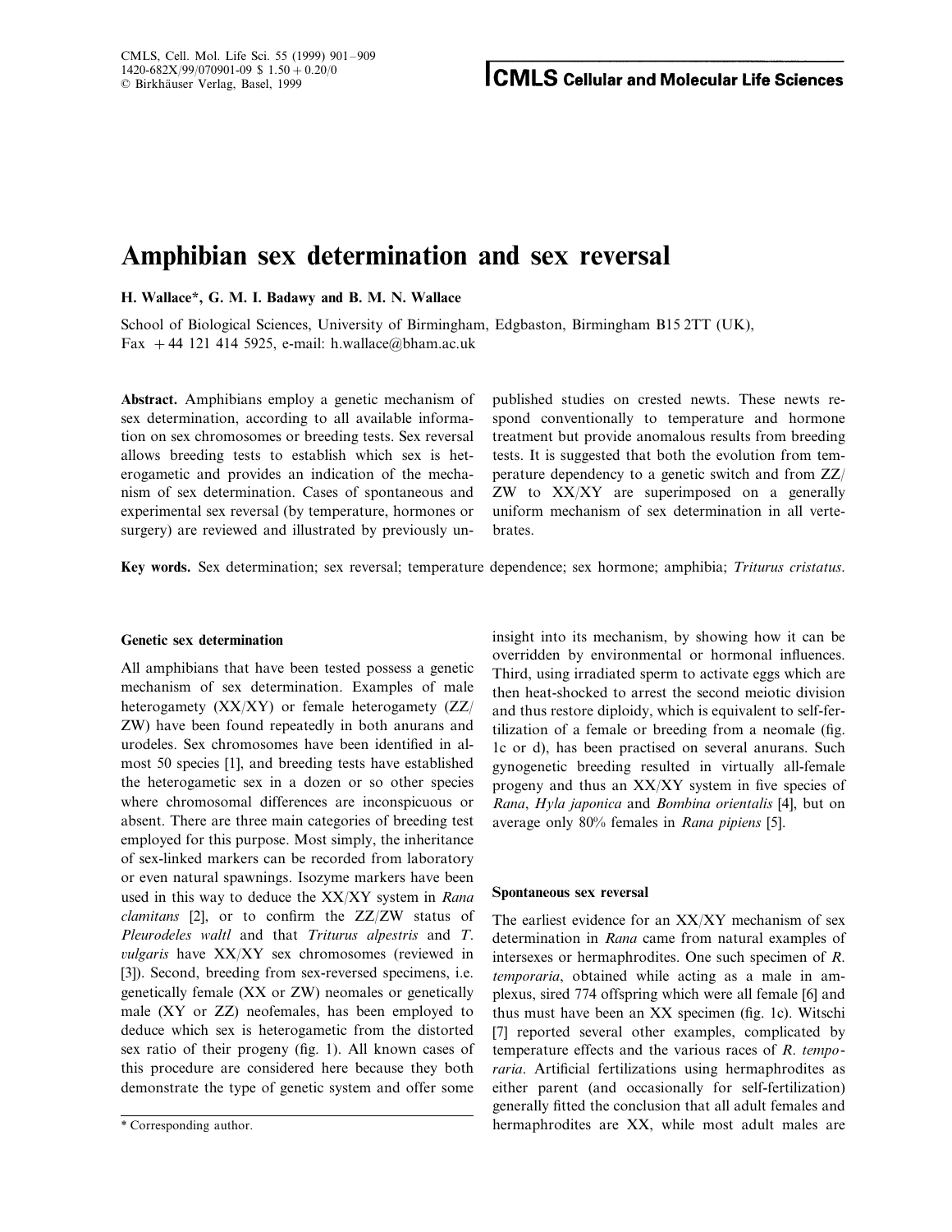# Amphibian sex determination and sex reversal

**H. Wallace\*, G. M. I. Badawy and B. M. N. Wallace**

School of Biological Sciences, University of Birmingham, Edgbaston, Birmingham B15 2TT (UK), Fax +44 121 414 5925, e-mail: h.wallace@bham.ac.uk

**Abstract.** Amphibians employ a genetic mechanism of sex determination, according to all available information on sex chromosomes or breeding tests. Sex reversal allows breeding tests to establish which sex is heterogametic and provides an indication of the mechanism of sex determination. Cases of spontaneous and experimental sex reversal (by temperature, hormones or surgery) are reviewed and illustrated by previously unpublished studies on crested newts. These newts respond conventionally to temperature and hormone treatment but provide anomalous results from breeding tests. It is suggested that both the evolution from temperature dependency to a genetic switch and from ZZ/ZW to XX/XY are superimposed on a generally uniform mechanism of sex determination in all vertebrates.

**Key words.** Sex determination; sex reversal; temperature dependence; sex hormone; amphibia; *Triturus cristatus*.

## Genetic sex determination

All amphibians that have been tested possess a genetic mechanism of sex determination. Examples of male heterogamety (XX/XY) or female heterogamety (ZZ/ZW) have been found repeatedly in both anurans and urodeles. Sex chromosomes have been identified in almost 50 species [1], and breeding tests have established the heterogametic sex in a dozen or so other species where chromosomal differences are inconspicuous or absent. There are three main categories of breeding test employed for this purpose. Most simply, the inheritance of sex-linked markers can be recorded from laboratory or even natural spawnings. Isozyme markers have been used in this way to deduce the XX/XY system in *Rana clamitans* [2], or to confirm the ZZ/ZW status of *Pleurodeles waltl* and that *Triturus alpestris* and *T. vulgaris* have XX/XY sex chromosomes (reviewed in [3]). Second, breeding from sex-reversed specimens, i.e. genetically female (XX or ZW) neomales or genetically male (XY or ZZ) neofemales, has been employed to deduce which sex is heterogametic from the distorted sex ratio of their progeny (fig. 1). All known cases of this procedure are considered here because they both demonstrate the type of genetic system and offer some insight into its mechanism, by showing how it can be overridden by environmental or hormonal influences. Third, using irradiated sperm to activate eggs which are then heat-shocked to arrest the second meiotic division and thus restore diploidy, which is equivalent to self-fertilization of a female or breeding from a neomale (fig. 1c or d), has been practised on several anurans. Such gynogenetic breeding resulted in virtually all-female progeny and thus an XX/XY system in five species of *Rana*, *Hyla japonica* and *Bombina orientalis* [4], but on average only 80% females in *Rana pipiens* [5].

## Spontaneous sex reversal

The earliest evidence for an XX/XY mechanism of sex determination in *Rana* came from natural examples of intersexes or hermaphrodites. One such specimen of *R. temporaria*, obtained while acting as a male in amplexus, sired 774 offspring which were all female [6] and thus must have been an XX specimen (fig. 1c). Witschi [7] reported several other examples, complicated by temperature effects and the various races of *R. temporaria*. Artificial fertilizations using hermaphrodites as either parent (and occasionally for self-fertilization) generally fitted the conclusion that all adult females and hermaphrodites are XX, while most adult males are

\* Corresponding author.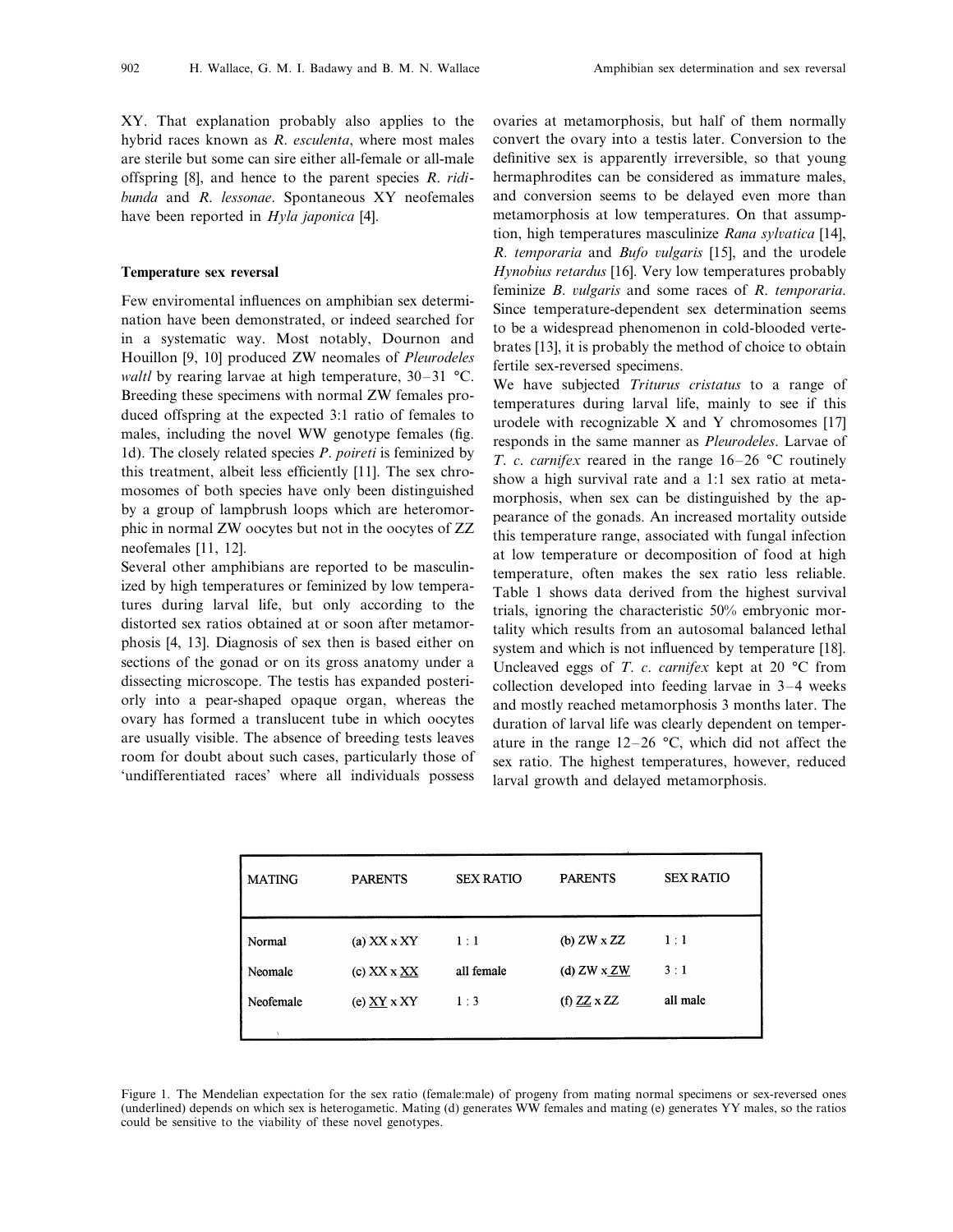XY. That explanation probably also applies to the hybrid races known as *R. esculenta*, where most males are sterile but some can sire either all-female or all-male offspring [8], and hence to the parent species *R. ridibunda* and *R. lessonae*. Spontaneous XY neofemales have been reported in *Hyla japonica* [4].

### Temperature sex reversal

Few enviromental influences on amphibian sex determination have been demonstrated, or indeed searched for in a systematic way. Most notably, Dournon and Houillon [9, 10] produced ZW neomales of *Pleurodeles waltl* by rearing larvae at high temperature, 30–31 °C. Breeding these specimens with normal ZW females produced offspring at the expected 3:1 ratio of females to males, including the novel WW genotype females (fig. 1d). The closely related species *P. poireti* is feminized by this treatment, albeit less efficiently [11]. The sex chromosomes of both species have only been distinguished by a group of lampbrush loops which are heteromorphic in normal ZW oocytes but not in the oocytes of ZZ neofemales [11, 12].

Several other amphibians are reported to be masculinized by high temperatures or feminized by low temperatures during larval life, but only according to the distorted sex ratios obtained at or soon after metamorphosis [4, 13]. Diagnosis of sex then is based either on sections of the gonad or on its gross anatomy under a dissecting microscope. The testis has expanded posteriorly into a pear-shaped opaque organ, whereas the ovary has formed a translucent tube in which oocytes are usually visible. The absence of breeding tests leaves room for doubt about such cases, particularly those of 'undifferentiated races' where all individuals possess ovaries at metamorphosis, but half of them normally convert the ovary into a testis later. Conversion to the definitive sex is apparently irreversible, so that young hermaphrodites can be considered as immature males, and conversion seems to be delayed even more than metamorphosis at low temperatures. On that assumption, high temperatures masculinize *Rana sylvatica* [14], *R. temporaria* and *Bufo vulgaris* [15], and the urodele *Hynobius retardus* [16]. Very low temperatures probably feminize *B. vulgaris* and some races of *R. temporaria*. Since temperature-dependent sex determination seems to be a widespread phenomenon in cold-blooded vertebrates [13], it is probably the method of choice to obtain fertile sex-reversed specimens.

We have subjected *Triturus cristatus* to a range of temperatures during larval life, mainly to see if this urodele with recognizable X and Y chromosomes [17] responds in the same manner as *Pleurodeles*. Larvae of *T. c. carnifex* reared in the range 16–26 °C routinely show a high survival rate and a 1:1 sex ratio at metamorphosis, when sex can be distinguished by the appearance of the gonads. An increased mortality outside this temperature range, associated with fungal infection at low temperature or decomposition of food at high temperature, often makes the sex ratio less reliable. Table 1 shows data derived from the highest survival trials, ignoring the characteristic 50% embryonic mortality which results from an autosomal balanced lethal system and which is not influenced by temperature [18]. Uncleaved eggs of *T. c. carnifex* kept at 20 °C from collection developed into feeding larvae in 3–4 weeks and mostly reached metamorphosis 3 months later. The duration of larval life was clearly dependent on temperature in the range 12–26 °C, which did not affect the sex ratio. The highest temperatures, however, reduced larval growth and delayed metamorphosis.

| MATING | PARENTS | SEX RATIO | PARENTS | SEX RATIO |
|---|---|---|---|---|
| Normal | (a) XX x XY | 1 : 1 | (b) ZW x ZZ | 1 : 1 |
| Neomale | (c) XX x <u>XX</u> | all female | (d) ZW x <u>ZW</u> | 3 : 1 |
| Neofemale | (e) <u>XY</u> x XY | 1 : 3 | (f) <u>ZZ</u> x ZZ | all male |

Figure 1. The Mendelian expectation for the sex ratio (female:male) of progeny from mating normal specimens or sex-reversed ones (underlined) depends on which sex is heterogametic. Mating (d) generates WW females and mating (e) generates YY males, so the ratios could be sensitive to the viability of these novel genotypes.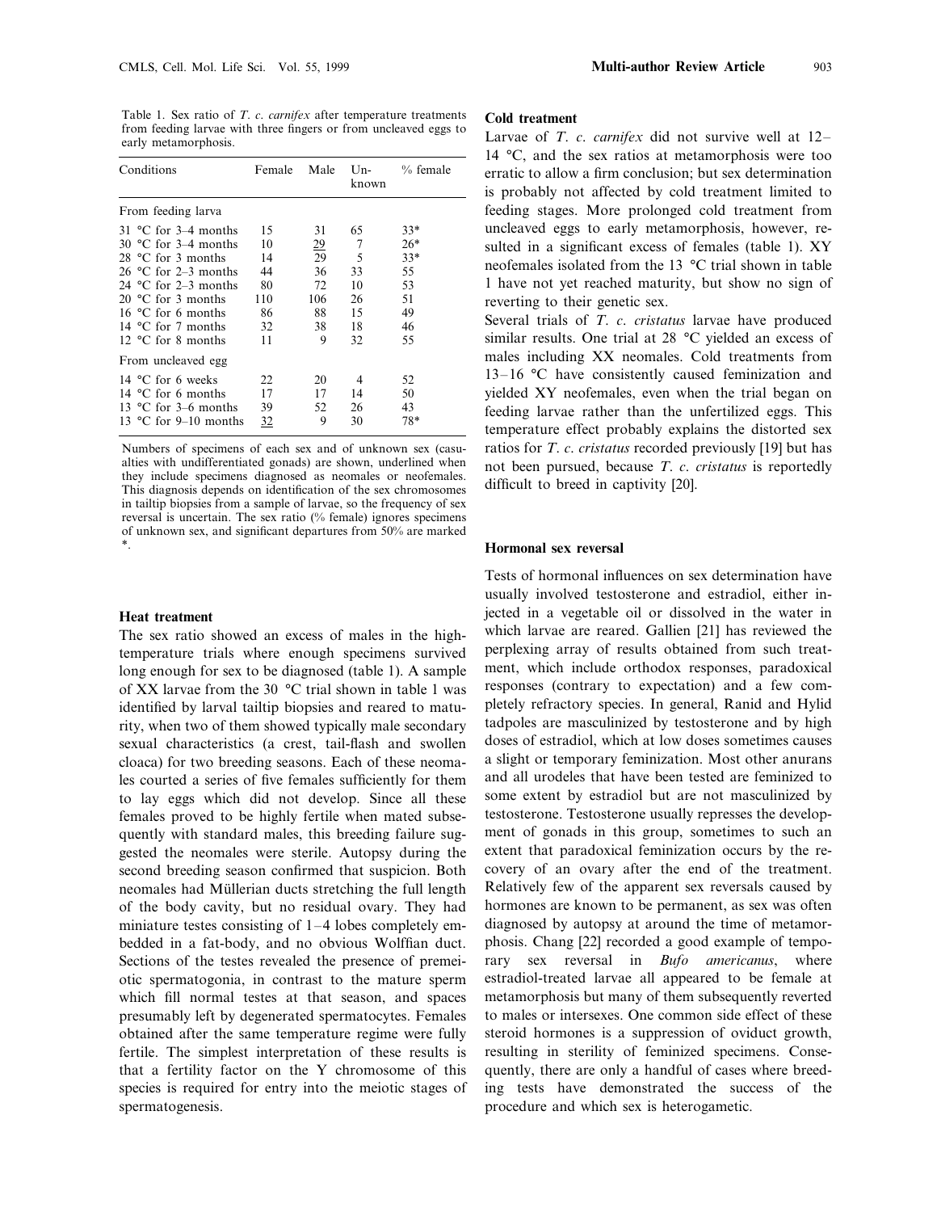Table 1. Sex ratio of *T. c. carnifex* after temperature treatments from feeding larvae with three fingers or from uncleaved eggs to early metamorphosis.

| Conditions | Female | Male | Unknown | % female |
|---|---|---|---|---|
| From feeding larva | | | | |
| 31 °C for 3–4 months | 15 | 31 | 65 | 33* |
| 30 °C for 3–4 months | 10 | <u>29</u> | 7 | 26* |
| 28 °C for 3 months | 14 | 29 | 5 | 33* |
| 26 °C for 2–3 months | 44 | 36 | 33 | 55 |
| 24 °C for 2–3 months | 80 | 72 | 10 | 53 |
| 20 °C for 3 months | 110 | 106 | 26 | 51 |
| 16 °C for 6 months | 86 | 88 | 15 | 49 |
| 14 °C for 7 months | 32 | 38 | 18 | 46 |
| 12 °C for 8 months | 11 | 9 | 32 | 55 |
| From uncleaved egg | | | | |
| 14 °C for 6 weeks | 22 | 20 | 4 | 52 |
| 14 °C for 6 months | 17 | 17 | 14 | 50 |
| 13 °C for 3–6 months | 39 | 52 | 26 | 43 |
| 13 °C for 9–10 months | <u>32</u> | 9 | 30 | 78* |

Numbers of specimens of each sex and of unknown sex (casualties with undifferentiated gonads) are shown, underlined when they include specimens diagnosed as neomales or neofemales. This diagnosis depends on identification of the sex chromosomes in tailtip biopsies from a sample of larvae, so the frequency of sex reversal is uncertain. The sex ratio (% female) ignores specimens of unknown sex, and significant departures from 50% are marked *.

### Heat treatment

The sex ratio showed an excess of males in the high-temperature trials where enough specimens survived long enough for sex to be diagnosed (table 1). A sample of XX larvae from the 30 °C trial shown in table 1 was identified by larval tailtip biopsies and reared to maturity, when two of them showed typically male secondary sexual characteristics (a crest, tail-flash and swollen cloaca) for two breeding seasons. Each of these neomales courted a series of five females sufficiently for them to lay eggs which did not develop. Since all these females proved to be highly fertile when mated subsequently with standard males, this breeding failure suggested the neomales were sterile. Autopsy during the second breeding season confirmed that suspicion. Both neomales had Müllerian ducts stretching the full length of the body cavity, but no residual ovary. They had miniature testes consisting of 1–4 lobes completely embedded in a fat-body, and no obvious Wolffian duct. Sections of the testes revealed the presence of premeiotic spermatogonia, in contrast to the mature sperm which fill normal testes at that season, and spaces presumably left by degenerated spermatocytes. Females obtained after the same temperature regime were fully fertile. The simplest interpretation of these results is that a fertility factor on the Y chromosome of this species is required for entry into the meiotic stages of spermatogenesis.

### Cold treatment

Larvae of *T. c. carnifex* did not survive well at 12–14 °C, and the sex ratios at metamorphosis were too erratic to allow a firm conclusion; but sex determination is probably not affected by cold treatment limited to feeding stages. More prolonged cold treatment from uncleaved eggs to early metamorphosis, however, resulted in a significant excess of females (table 1). XY neofemales isolated from the 13 °C trial shown in table 1 have not yet reached maturity, but show no sign of reverting to their genetic sex.

Several trials of *T. c. cristatus* larvae have produced similar results. One trial at 28 °C yielded an excess of males including XX neomales. Cold treatments from 13–16 °C have consistently caused feminization and yielded XY neofemales, even when the trial began on feeding larvae rather than the unfertilized eggs. This temperature effect probably explains the distorted sex ratios for *T. c. cristatus* recorded previously [19] but has not been pursued, because *T. c. cristatus* is reportedly difficult to breed in captivity [20].

### Hormonal sex reversal

Tests of hormonal influences on sex determination have usually involved testosterone and estradiol, either injected in a vegetable oil or dissolved in the water in which larvae are reared. Gallien [21] has reviewed the perplexing array of results obtained from such treatment, which include orthodox responses, paradoxical responses (contrary to expectation) and a few completely refractory species. In general, Ranid and Hylid tadpoles are masculinized by testosterone and by high doses of estradiol, which at low doses sometimes causes a slight or temporary feminization. Most other anurans and all urodeles that have been tested are feminized to some extent by estradiol but are not masculinized by testosterone. Testosterone usually represses the development of gonads in this group, sometimes to such an extent that paradoxical feminization occurs by the recovery of an ovary after the end of the treatment. Relatively few of the apparent sex reversals caused by hormones are known to be permanent, as sex was often diagnosed by autopsy at around the time of metamorphosis. Chang [22] recorded a good example of temporary sex reversal in *Bufo americanus*, where estradiol-treated larvae all appeared to be female at metamorphosis but many of them subsequently reverted to males or intersexes. One common side effect of these steroid hormones is a suppression of oviduct growth, resulting in sterility of feminized specimens. Consequently, there are only a handful of cases where breeding tests have demonstrated the success of the procedure and which sex is heterogametic.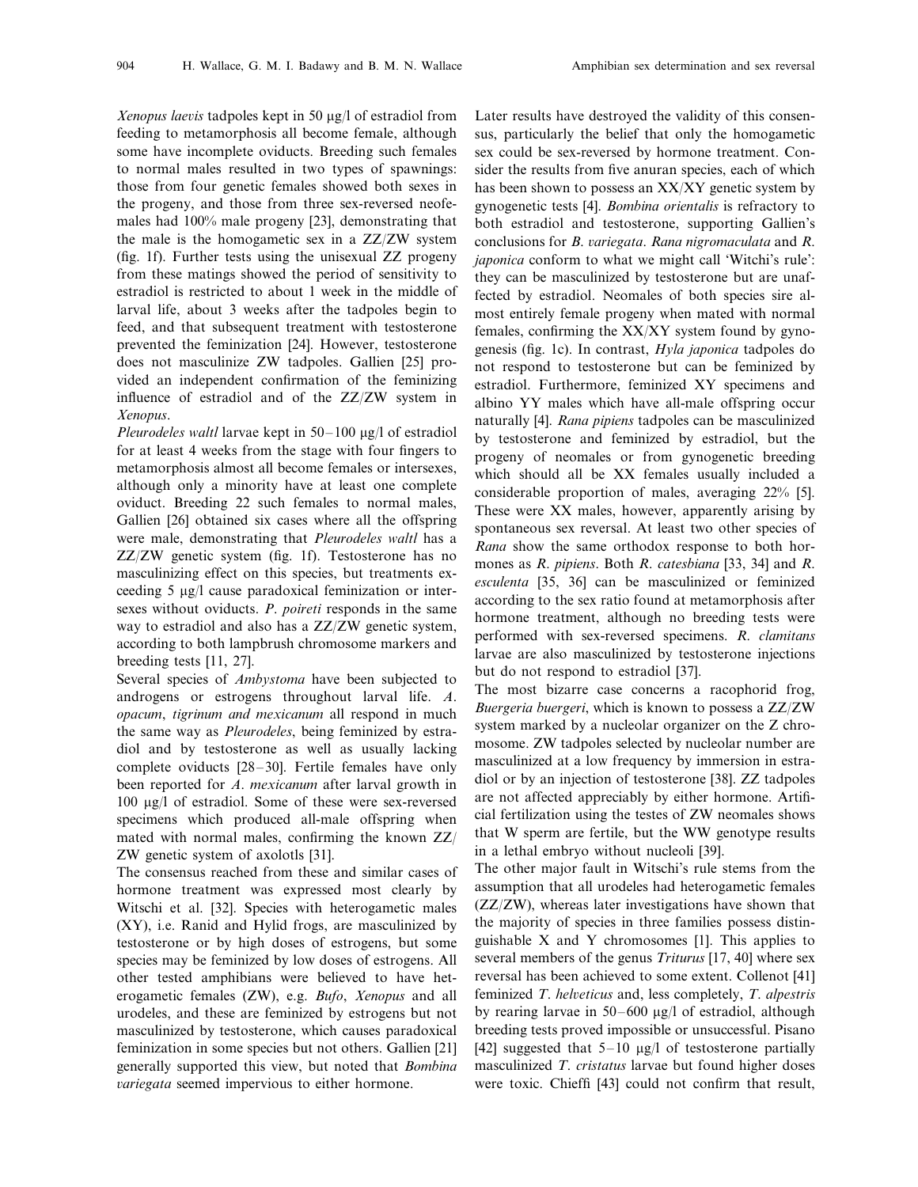*Xenopus laevis* tadpoles kept in 50 µg/l of estradiol from feeding to metamorphosis all become female, although some have incomplete oviducts. Breeding such females to normal males resulted in two types of spawnings: those from four genetic females showed both sexes in the progeny, and those from three sex-reversed neofemales had 100% male progeny [23], demonstrating that the male is the homogametic sex in a ZZ/ZW system (fig. 1f). Further tests using the unisexual ZZ progeny from these matings showed the period of sensitivity to estradiol is restricted to about 1 week in the middle of larval life, about 3 weeks after the tadpoles begin to feed, and that subsequent treatment with testosterone prevented the feminization [24]. However, testosterone does not masculinize ZW tadpoles. Gallien [25] provided an independent confirmation of the feminizing influence of estradiol and of the ZZ/ZW system in *Xenopus*.

*Pleurodeles waltl* larvae kept in 50–100 µg/l of estradiol for at least 4 weeks from the stage with four fingers to metamorphosis almost all become females or intersexes, although only a minority have at least one complete oviduct. Breeding 22 such females to normal males, Gallien [26] obtained six cases where all the offspring were male, demonstrating that *Pleurodeles waltl* has a ZZ/ZW genetic system (fig. 1f). Testosterone has no masculinizing effect on this species, but treatments exceeding 5 µg/l cause paradoxical feminization or intersexes without oviducts. *P. poireti* responds in the same way to estradiol and also has a ZZ/ZW genetic system, according to both lampbrush chromosome markers and breeding tests [11, 27].

Several species of *Ambystoma* have been subjected to androgens or estrogens throughout larval life. *A. opacum*, *tigrinum* and *mexicanum* all respond in much the same way as *Pleurodeles*, being feminized by estradiol and by testosterone as well as usually lacking complete oviducts [28–30]. Fertile females have only been reported for *A. mexicanum* after larval growth in 100 µg/l of estradiol. Some of these were sex-reversed specimens which produced all-male offspring when mated with normal males, confirming the known ZZ/ZW genetic system of axolotls [31].

The consensus reached from these and similar cases of hormone treatment was expressed most clearly by Witschi et al. [32]. Species with heterogametic males (XY), i.e. Ranid and Hylid frogs, are masculinized by testosterone or by high doses of estrogens, but some species may be feminized by low doses of estrogens. All other tested amphibians were believed to have heterogametic females (ZW), e.g. *Bufo*, *Xenopus* and all urodeles, and these are feminized by estrogens but not masculinized by testosterone, which causes paradoxical feminization in some species but not others. Gallien [21] generally supported this view, but noted that *Bombina variegata* seemed impervious to either hormone.

Later results have destroyed the validity of this consensus, particularly the belief that only the homogametic sex could be sex-reversed by hormone treatment. Consider the results from five anuran species, each of which has been shown to possess an XX/XY genetic system by gynogenetic tests [4]. *Bombina orientalis* is refractory to both estradiol and testosterone, supporting Gallien's conclusions for *B. variegata*. *Rana nigromaculata* and *R. japonica* conform to what we might call 'Witchi's rule': they can be masculinized by testosterone but are unaffected by estradiol. Neomales of both species sire almost entirely female progeny when mated with normal females, confirming the XX/XY system found by gynogenesis (fig. 1c). In contrast, *Hyla japonica* tadpoles do not respond to testosterone but can be feminized by estradiol. Furthermore, feminized XY specimens and albino YY males which have all-male offspring occur naturally [4]. *Rana pipiens* tadpoles can be masculinized by testosterone and feminized by estradiol, but the progeny of neomales or from gynogenetic breeding which should all be XX females usually included a considerable proportion of males, averaging 22% [5]. These were XX males, however, apparently arising by spontaneous sex reversal. At least two other species of *Rana* show the same orthodox response to both hormones as *R. pipiens*. Both *R. catesbiana* [33, 34] and *R. esculenta* [35, 36] can be masculinized or feminized according to the sex ratio found at metamorphosis after hormone treatment, although no breeding tests were performed with sex-reversed specimens. *R. clamitans* larvae are also masculinized by testosterone injections but do not respond to estradiol [37].

The most bizarre case concerns a racophorid frog, *Buergeria buergeri*, which is known to possess a ZZ/ZW system marked by a nucleolar organizer on the Z chromosome. ZW tadpoles selected by nucleolar number are masculinized at a low frequency by immersion in estradiol or by an injection of testosterone [38]. ZZ tadpoles are not affected appreciably by either hormone. Artificial fertilization using the testes of ZW neomales shows that W sperm are fertile, but the WW genotype results in a lethal embryo without nucleoli [39].

The other major fault in Witschi's rule stems from the assumption that all urodeles had heterogametic females (ZZ/ZW), whereas later investigations have shown that the majority of species in three families possess distinguishable X and Y chromosomes [1]. This applies to several members of the genus *Triturus* [17, 40] where sex reversal has been achieved to some extent. Collenot [41] feminized *T. helveticus* and, less completely, *T. alpestris* by rearing larvae in 50–600 µg/l of estradiol, although breeding tests proved impossible or unsuccessful. Pisano [42] suggested that 5–10 µg/l of testosterone partially masculinized *T. cristatus* larvae but found higher doses were toxic. Chieffi [43] could not confirm that result,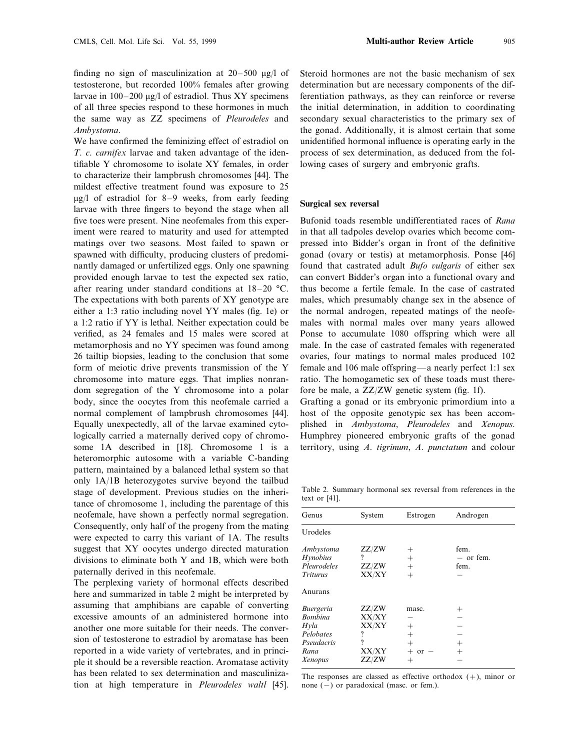finding no sign of masculinization at 20–500 μg/l of testosterone, but recorded 100% females after growing larvae in 100–200 μg/l of estradiol. Thus XY specimens of all three species respond to these hormones in much the same way as ZZ specimens of *Pleurodeles* and *Ambystoma*.

We have confirmed the feminizing effect of estradiol on *T. c. carnifex* larvae and taken advantage of the identifiable Y chromosome to isolate XY females, in order to characterize their lampbrush chromosomes [44]. The mildest effective treatment found was exposure to 25 μg/l of estradiol for 8–9 weeks, from early feeding larvae with three fingers to beyond the stage when all five toes were present. Nine neofemales from this experiment were reared to maturity and used for attempted matings over two seasons. Most failed to spawn or spawned with difficulty, producing clusters of predominantly damaged or unfertilized eggs. Only one spawning provided enough larvae to test the expected sex ratio, after rearing under standard conditions at 18–20 °C. The expectations with both parents of XY genotype are either a 1:3 ratio including novel YY males (fig. 1e) or a 1:2 ratio if YY is lethal. Neither expectation could be verified, as 24 females and 15 males were scored at metamorphosis and no YY specimen was found among 26 tailtip biopsies, leading to the conclusion that some form of meiotic drive prevents transmission of the Y chromosome into mature eggs. That implies nonrandom segregation of the Y chromosome into a polar body, since the oocytes from this neofemale carried a normal complement of lampbrush chromosomes [44]. Equally unexpectedly, all of the larvae examined cytologically carried a maternally derived copy of chromosome 1A described in [18]. Chromosome 1 is a heteromorphic autosome with a variable C-banding pattern, maintained by a balanced lethal system so that only 1A/1B heterozygotes survive beyond the tailbud stage of development. Previous studies on the inheritance of chromosome 1, including the parentage of this neofemale, have shown a perfectly normal segregation. Consequently, only half of the progeny from the mating were expected to carry this variant of 1A. The results suggest that XY oocytes undergo directed maturation divisions to eliminate both Y and 1B, which were both paternally derived in this neofemale.

The perplexing variety of hormonal effects described here and summarized in table 2 might be interpreted by assuming that amphibians are capable of converting excessive amounts of an administered hormone into another one more suitable for their needs. The conversion of testosterone to estradiol by aromatase has been reported in a wide variety of vertebrates, and in principle it should be a reversible reaction. Aromatase activity has been related to sex determination and masculinization at high temperature in *Pleurodeles waltl* [45]. Steroid hormones are not the basic mechanism of sex determination but are necessary components of the differentiation pathways, as they can reinforce or reverse the initial determination, in addition to coordinating secondary sexual characteristics to the primary sex of the gonad. Additionally, it is almost certain that some unidentified hormonal influence is operating early in the process of sex determination, as deduced from the following cases of surgery and embryonic grafts.

## Surgical sex reversal

Bufonid toads resemble undifferentiated races of *Rana* in that all tadpoles develop ovaries which become compressed into Bidder's organ in front of the definitive gonad (ovary or testis) at metamorphosis. Ponse [46] found that castrated adult *Bufo vulgaris* of either sex can convert Bidder's organ into a functional ovary and thus become a fertile female. In the case of castrated males, which presumably change sex in the absence of the normal androgen, repeated matings of the neofemales with normal males over many years allowed Ponse to accumulate 1080 offspring which were all male. In the case of castrated females with regenerated ovaries, four matings to normal males produced 102 female and 106 male offspring—a nearly perfect 1:1 sex ratio. The homogametic sex of these toads must therefore be male, a ZZ/ZW genetic system (fig. 1f).

Grafting a gonad or its embryonic primordium into a host of the opposite genotypic sex has been accomplished in *Ambystoma*, *Pleurodeles* and *Xenopus*. Humphrey pioneered embryonic grafts of the gonad territory, using *A. tigrinum*, *A. punctatum* and colour

Table 2. Summary hormonal sex reversal from references in the text or [41].

| Genus | System | Estrogen | Androgen |
|---|---|---|---|
| Urodeles | | | |
| *Ambystoma* | ZZ/ZW | + | fem. |
| *Hynobius* | ? | + | – or fem. |
| *Pleurodeles* | ZZ/ZW | + | fem. |
| *Triturus* | XX/XY | + | – |
| Anurans | | | |
| *Buergeria* | ZZ/ZW | masc. | + |
| *Bombina* | XX/XY | – | – |
| *Hyla* | XX/XY | + | – |
| *Pelobates* | ? | + | – |
| *Pseudacris* | ? | + | + |
| *Rana* | XX/XY | + or – | + |
| *Xenopus* | ZZ/ZW | + | – |

The responses are classed as effective orthodox (+), minor or none (–) or paradoxical (masc. or fem.).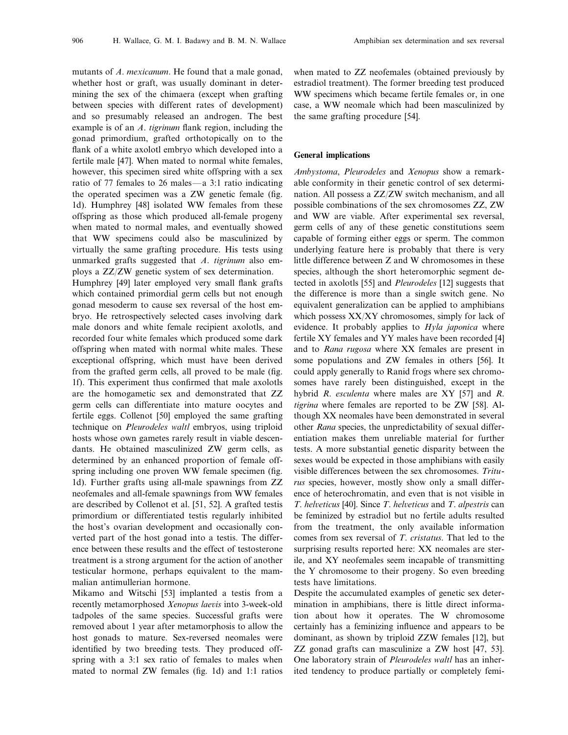mutants of *A. mexicanum*. He found that a male gonad, whether host or graft, was usually dominant in determining the sex of the chimaera (except when grafting between species with different rates of development) and so presumably released an androgen. The best example is of an *A. tigrinum* flank region, including the gonad primordium, grafted orthotopically on to the flank of a white axolotl embryo which developed into a fertile male [47]. When mated to normal white females, however, this specimen sired white offspring with a sex ratio of 77 females to 26 males—a 3:1 ratio indicating the operated specimen was a ZW genetic female (fig. 1d). Humphrey [48] isolated WW females from these offspring as those which produced all-female progeny when mated to normal males, and eventually showed that WW specimens could also be masculinized by virtually the same grafting procedure. His tests using unmarked grafts suggested that *A. tigrinum* also employs a ZZ/ZW genetic system of sex determination.

Humphrey [49] later employed very small flank grafts which contained primordial germ cells but not enough gonad mesoderm to cause sex reversal of the host embryo. He retrospectively selected cases involving dark male donors and white female recipient axolotls, and recorded four white females which produced some dark offspring when mated with normal white males. These exceptional offspring, which must have been derived from the grafted germ cells, all proved to be male (fig. 1f). This experiment thus confirmed that male axolotls are the homogametic sex and demonstrated that ZZ germ cells can differentiate into mature oocytes and fertile eggs. Collenot [50] employed the same grafting technique on *Pleurodeles waltl* embryos, using triploid hosts whose own gametes rarely result in viable descendants. He obtained masculinized ZW germ cells, as determined by an enhanced proportion of female offspring including one proven WW female specimen (fig. 1d). Further grafts using all-male spawnings from ZZ neofemales and all-female spawnings from WW females are described by Collenot et al. [51, 52]. A grafted testis primordium or differentiated testis regularly inhibited the host's ovarian development and occasionally converted part of the host gonad into a testis. The difference between these results and the effect of testosterone treatment is a strong argument for the action of another testicular hormone, perhaps equivalent to the mammalian antimullerian hormone.

Mikamo and Witschi [53] implanted a testis from a recently metamorphosed *Xenopus laevis* into 3-week-old tadpoles of the same species. Successful grafts were removed about 1 year after metamorphosis to allow the host gonads to mature. Sex-reversed neomales were identified by two breeding tests. They produced offspring with a 3:1 sex ratio of females to males when mated to normal ZW females (fig. 1d) and 1:1 ratios when mated to ZZ neofemales (obtained previously by estradiol treatment). The former breeding test produced WW specimens which became fertile females or, in one case, a WW neomale which had been masculinized by the same grafting procedure [54].

## General implications

*Ambystoma*, *Pleurodeles* and *Xenopus* show a remarkable conformity in their genetic control of sex determination. All possess a ZZ/ZW switch mechanism, and all possible combinations of the sex chromosomes ZZ, ZW and WW are viable. After experimental sex reversal, germ cells of any of these genetic constitutions seem capable of forming either eggs or sperm. The common underlying feature here is probably that there is very little difference between Z and W chromosomes in these species, although the short heteromorphic segment detected in axolotls [55] and *Pleurodeles* [12] suggests that the difference is more than a single switch gene. No equivalent generalization can be applied to amphibians which possess XX/XY chromosomes, simply for lack of evidence. It probably applies to *Hyla japonica* where fertile XY females and YY males have been recorded [4] and to *Rana rugosa* where XX females are present in some populations and ZW females in others [56]. It could apply generally to Ranid frogs where sex chromosomes have rarely been distinguished, except in the hybrid *R. esculenta* where males are XY [57] and *R. tigrina* where females are reported to be ZW [58]. Although XX neomales have been demonstrated in several other *Rana* species, the unpredictability of sexual differentiation makes them unreliable material for further tests. A more substantial genetic disparity between the sexes would be expected in those amphibians with easily visible differences between the sex chromosomes. *Triturus* species, however, mostly show only a small difference of heterochromatin, and even that is not visible in *T. helveticus* [40]. Since *T. helveticus* and *T. alpestris* can be feminized by estradiol but no fertile adults resulted from the treatment, the only available information comes from sex reversal of *T. cristatus*. That led to the surprising results reported here: XX neomales are sterile, and XY neofemales seem incapable of transmitting the Y chromosome to their progeny. So even breeding tests have limitations.

Despite the accumulated examples of genetic sex determination in amphibians, there is little direct information about how it operates. The W chromosome certainly has a feminizing influence and appears to be dominant, as shown by triploid ZZW females [12], but ZZ gonad grafts can masculinize a ZW host [47, 53]. One laboratory strain of *Pleurodeles waltl* has an inherited tendency to produce partially or completely femi-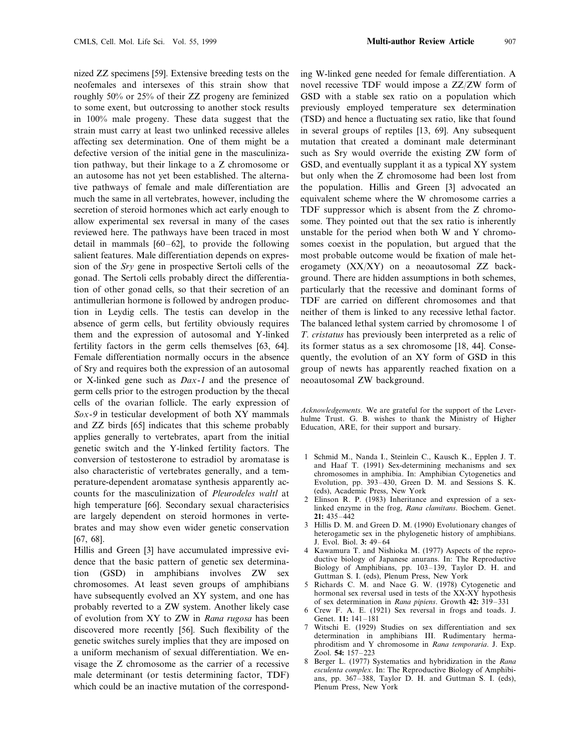nized ZZ specimens [59]. Extensive breeding tests on the neofemales and intersexes of this strain show that roughly 50% or 25% of their ZZ progeny are feminized to some exent, but outcrossing to another stock results in 100% male progeny. These data suggest that the strain must carry at least two unlinked recessive alleles affecting sex determination. One of them might be a defective version of the initial gene in the masculinization pathway, but their linkage to a Z chromosome or an autosome has not yet been established. The alternative pathways of female and male differentiation are much the same in all vertebrates, however, including the secretion of steroid hormones which act early enough to allow experimental sex reversal in many of the cases reviewed here. The pathways have been traced in most detail in mammals [60–62], to provide the following salient features. Male differentiation depends on expression of the *Sry* gene in prospective Sertoli cells of the gonad. The Sertoli cells probably direct the differentiation of other gonad cells, so that their secretion of an antimullerian hormone is followed by androgen production in Leydig cells. The testis can develop in the absence of germ cells, but fertility obviously requires them and the expression of autosomal and Y-linked fertility factors in the germ cells themselves [63, 64]. Female differentiation normally occurs in the absence of Sry and requires both the expression of an autosomal or X-linked gene such as *Dax-1* and the presence of germ cells prior to the estrogen production by the thecal cells of the ovarian follicle. The early expression of *Sox-9* in testicular development of both XY mammals and ZZ birds [65] indicates that this scheme probably applies generally to vertebrates, apart from the initial genetic switch and the Y-linked fertility factors. The conversion of testosterone to estradiol by aromatase is also characteristic of vertebrates generally, and a temperature-dependent aromatase synthesis apparently accounts for the masculinization of *Pleurodeles waltl* at high temperature [66]. Secondary sexual characterisics are largely dependent on steroid hormones in vertebrates and may show even wider genetic conservation [67, 68].

Hillis and Green [3] have accumulated impressive evidence that the basic pattern of genetic sex determination (GSD) in amphibians involves ZW sex chromosomes. At least seven groups of amphibians have subsequently evolved an XY system, and one has probably reverted to a ZW system. Another likely case of evolution from XY to ZW in *Rana rugosa* has been discovered more recently [56]. Such flexibility of the genetic switches surely implies that they are imposed on a uniform mechanism of sexual differentiation. We envisage the Z chromosome as the carrier of a recessive male determinant (or testis determining factor, TDF) which could be an inactive mutation of the corresponding W-linked gene needed for female differentiation. A novel recessive TDF would impose a ZZ/ZW form of GSD with a stable sex ratio on a population which previously employed temperature sex determination (TSD) and hence a fluctuating sex ratio, like that found in several groups of reptiles [13, 69]. Any subsequent mutation that created a dominant male determinant such as Sry would override the existing ZW form of GSD, and eventually supplant it as a typical XY system but only when the Z chromosome had been lost from the population. Hillis and Green [3] advocated an equivalent scheme where the W chromosome carries a TDF suppressor which is absent from the Z chromosome. They pointed out that the sex ratio is inherently unstable for the period when both W and Y chromosomes coexist in the population, but argued that the most probable outcome would be fixation of male heterogamety (XX/XY) on a neoautosomal ZZ background. There are hidden assumptions in both schemes, particularly that the recessive and dominant forms of TDF are carried on different chromosomes and that neither of them is linked to any recessive lethal factor. The balanced lethal system carried by chromosome 1 of *T. cristatus* has previously been interpreted as a relic of its former status as a sex chromosome [18, 44]. Consequently, the evolution of an XY form of GSD in this group of newts has apparently reached fixation on a neoautosomal ZW background.

*Acknowledgements.* We are grateful for the support of the Leverhulme Trust. G. B. wishes to thank the Ministry of Higher Education, ARE, for their support and bursary.

1. Schmid M., Nanda I., Steinlein C., Kausch K., Epplen J. T. and Haaf T. (1991) Sex-determining mechanisms and sex chromosomes in amphibia. In: Amphibian Cytogenetics and Evolution, pp. 393–430, Green D. M. and Sessions S. K. (eds), Academic Press, New York
2. Elinson R. P. (1983) Inheritance and expression of a sex-linked enzyme in the frog, *Rana clamitans*. Biochem. Genet. **21:** 435–442
3. Hillis D. M. and Green D. M. (1990) Evolutionary changes of heterogametic sex in the phylogenetic history of amphibians. J. Evol. Biol. **3:** 49–64
4. Kawamura T. and Nishioka M. (1977) Aspects of the reproductive biology of Japanese anurans. In: The Reproductive Biology of Amphibians, pp. 103–139, Taylor D. H. and Guttman S. I. (eds), Plenum Press, New York
5. Richards C. M. and Nace G. W. (1978) Cytogenetic and hormonal sex reversal used in tests of the XX-XY hypothesis of sex determination in *Rana pipiens*. Growth **42:** 319–331
6. Crew F. A. E. (1921) Sex reversal in frogs and toads. J. Genet. **11:** 141–181
7. Witschi E. (1929) Studies on sex differentiation and sex determination in amphibians III. Rudimentary hermaphroditism and Y chromosome in *Rana temporaria*. J. Exp. Zool. **54:** 157–223
8. Berger L. (1977) Systematics and hybridization in the *Rana esculenta complex*. In: The Reproductive Biology of Amphibians, pp. 367–388, Taylor D. H. and Guttman S. I. (eds), Plenum Press, New York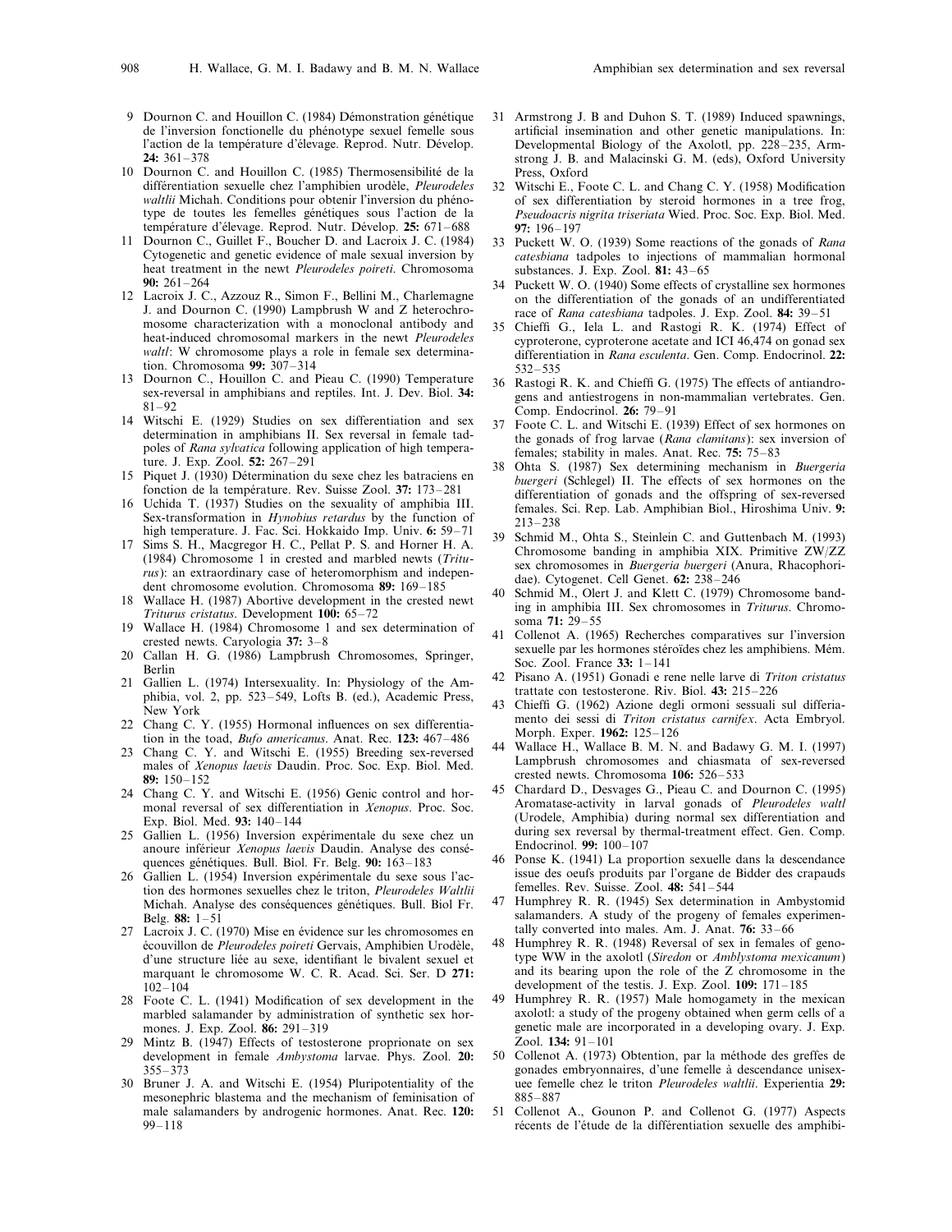9 Dournon C. and Houillon C. (1984) Démonstration génétique de l'inversion fonctionnelle du phénotype sexuel femelle sous l'action de la température d'élevage. Reprod. Nutr. Dévelop. **24:** 361–378

10 Dournon C. and Houillon C. (1985) Thermosensibilité de la différentiation sexuelle chez l'amphibien urodèle, *Pleurodeles waltlii* Michah. Conditions pour obtenir l'inversion du phénotype de toutes les femelles génétiques sous l'action de la température d'élevage. Reprod. Nutr. Dévelop. **25:** 671–688

11 Dournon C., Guillet F., Boucher D. and Lacroix J. C. (1984) Cytogenetic and genetic evidence of male sexual inversion by heat treatment in the newt *Pleurodeles poireti*. Chromosoma **90:** 261–264

12 Lacroix J. C., Azzouz R., Simon F., Bellini M., Charlemagne J. and Dournon C. (1990) Lampbrush W and Z heterochromosome characterization with a monoclonal antibody and heat-induced chromosomal markers in the newt *Pleurodeles waltl*: W chromosome plays a role in female sex determination. Chromosoma **99:** 307–314

13 Dournon C., Houillon C. and Pieau C. (1990) Temperature sex-reversal in amphibians and reptiles. Int. J. Dev. Biol. **34:** 81–92

14 Witschi E. (1929) Studies on sex differentiation and sex determination in amphibians II. Sex reversal in female tadpoles of *Rana sylvatica* following application of high temperature. J. Exp. Zool. **52:** 267–291

15 Piquet J. (1930) Détermination du sexe chez les batraciens en fonction de la température. Rev. Suisse Zool. **37:** 173–281

16 Uchida T. (1937) Studies on the sexuality of amphibia III. Sex-transformation in *Hynobius retardus* by the function of high temperature. J. Fac. Sci. Hokkaido Imp. Univ. **6:** 59–71

17 Sims S. H., Macgregor H. C., Pellat P. S. and Horner H. A. (1984) Chromosome 1 in crested and marbled newts (*Triturus*): an extraordinary case of heteromorphism and independent chromosome evolution. Chromosoma **89:** 169–185

18 Wallace H. (1987) Abortive development in the crested newt *Triturus cristatus*. Development **100:** 65–72

19 Wallace H. (1984) Chromosome 1 and sex determination of crested newts. Caryologia **37:** 3–8

20 Callan H. G. (1986) Lampbrush Chromosomes, Springer, Berlin

21 Gallien L. (1974) Intersexuality. In: Physiology of the Amphibia, vol. 2, pp. 523–549, Lofts B. (ed.), Academic Press, New York

22 Chang C. Y. (1955) Hormonal influences on sex differentiation in the toad, *Bufo americanus*. Anat. Rec. **123:** 467–486

23 Chang C. Y. and Witschi E. (1955) Breeding sex-reversed males of *Xenopus laevis* Daudin. Proc. Soc. Exp. Biol. Med. **89:** 150–152

24 Chang C. Y. and Witschi E. (1956) Genic control and hormonal reversal of sex differentiation in *Xenopus*. Proc. Soc. Exp. Biol. Med. **93:** 140–144

25 Gallien L. (1956) Inversion expérimentale du sexe chez un anoure inférieur *Xenopus laevis* Daudin. Analyse des conséquences génétiques. Bull. Biol. Fr. Belg. **90:** 163–183

26 Gallien L. (1954) Inversion expérimentale du sexe sous l'action des hormones sexuelles chez le triton, *Pleurodeles Waltlii* Michah. Analyse des conséquences génétiques. Bull. Biol Fr. Belg. **88:** 1–51

27 Lacroix J. C. (1970) Mise en évidence sur les chromosomes en écouvillon de *Pleurodeles poireti* Gervais, Amphibien Urodèle, d'une structure liée au sexe, identifiant le bivalent sexuel et marquant le chromosome W. C. R. Acad. Sci. Ser. D **271:** 102–104

28 Foote C. L. (1941) Modification of sex development in the marbled salamander by administration of synthetic sex hormones. J. Exp. Zool. **86:** 291–319

29 Mintz B. (1947) Effects of testosterone proprionate on sex development in female *Ambystoma* larvae. Phys. Zool. **20:** 355–373

30 Bruner J. A. and Witschi E. (1954) Pluripotentiality of the mesonephric blastema and the mechanism of feminisation of male salamanders by androgenic hormones. Anat. Rec. **120:** 99–118

31 Armstrong J. B and Duhon S. T. (1989) Induced spawnings, artificial insemination and other genetic manipulations. In: Developmental Biology of the Axolotl, pp. 228–235, Armstrong J. B. and Malacinski G. M. (eds), Oxford University Press, Oxford

32 Witschi E., Foote C. L. and Chang C. Y. (1958) Modification of sex differentiation by steroid hormones in a tree frog, *Pseudoacris nigrita triseriata* Wied. Proc. Soc. Exp. Biol. Med. **97:** 196–197

33 Puckett W. O. (1939) Some reactions of the gonads of *Rana catesbiana* tadpoles to injections of mammalian hormonal substances. J. Exp. Zool. **81:** 43–65

34 Puckett W. O. (1940) Some effects of crystalline sex hormones on the differentiation of the gonads of an undifferentiated race of *Rana catesbiana* tadpoles. J. Exp. Zool. **84:** 39–51

35 Chieffi G., Iela L. and Rastogi R. K. (1974) Effect of cyproterone, cyproterone acetate and ICI 46,474 on gonad sex differentiation in *Rana esculenta*. Gen. Comp. Endocrinol. **22:** 532–535

36 Rastogi R. K. and Chieffi G. (1975) The effects of antiandrogens and antiestrogens in non-mammalian vertebrates. Gen. Comp. Endocrinol. **26:** 79–91

37 Foote C. L. and Witschi E. (1939) Effect of sex hormones on the gonads of frog larvae (*Rana clamitans*): sex inversion of females; stability in males. Anat. Rec. **75:** 75–83

38 Ohta S. (1987) Sex determining mechanism in *Buergeria buergeri* (Schlegel) II. The effects of sex hormones on the differentiation of gonads and the offspring of sex-reversed females. Sci. Rep. Lab. Amphibian Biol., Hiroshima Univ. **9:** 213–238

39 Schmid M., Ohta S., Steinlein C. and Guttenbach M. (1993) Chromosome banding in amphibia XIX. Primitive ZW/ZZ sex chromosomes in *Buergeria buergeri* (Anura, Rhacophoridae). Cytogenet. Cell Genet. **62:** 238–246

40 Schmid M., Olert J. and Klett C. (1979) Chromosome banding in amphibia III. Sex chromosomes in *Triturus*. Chromosoma **71:** 29–55

41 Collenot A. (1965) Recherches comparatives sur l'inversion sexuelle par les hormones stéroïdes chez les amphibiens. Mém. Soc. Zool. France **33:** 1–141

42 Pisano A. (1951) Gonadi e rene nelle larve di *Triton cristatus* trattate con testosterone. Riv. Biol. **43:** 215–226

43 Chieffi G. (1962) Azione degli ormoni sessuali sul differiamento dei sessi di *Triton cristatus carnifex*. Acta Embryol. Morph. Exper. **1962:** 125–126

44 Wallace H., Wallace B. M. N. and Badawy G. M. I. (1997) Lampbrush chromosomes and chiasmata of sex-reversed crested newts. Chromosoma **106:** 526–533

45 Chardard D., Desvages G., Pieau C. and Dournon C. (1995) Aromatase-activity in larval gonads of *Pleurodeles waltl* (Urodele, Amphibia) during normal sex differentiation and during sex reversal by thermal-treatment effect. Gen. Comp. Endocrinol. **99:** 100–107

46 Ponse K. (1941) La proportion sexuelle dans la descendance issue des oeufs produits par l'organe de Bidder des crapauds femelles. Rev. Suisse. Zool. **48:** 541–544

47 Humphrey R. R. (1945) Sex determination in Ambystomid salamanders. A study of the progeny of females experimentally converted into males. Am. J. Anat. **76:** 33–66

48 Humphrey R. R. (1948) Reversal of sex in females of genotype WW in the axolotl (*Siredon* or *Amblystoma mexicanum*) and its bearing upon the role of the Z chromosome in the development of the testis. J. Exp. Zool. **109:** 171–185

49 Humphrey R. R. (1957) Male homogamety in the mexican axolotl: a study of the progeny obtained when germ cells of a genetic male are incorporated in a developing ovary. J. Exp. Zool. **134:** 91–101

50 Collenot A. (1973) Obtention, par la méthode des greffes de gonades embryonnaires, d'une femelle à descendance unisexuee femelle chez le triton *Pleurodeles waltlii*. Experientia **29:** 885–887

51 Collenot A., Gounon P. and Collenot G. (1977) Aspects récents de l'étude de la différentiation sexuelle des amphibi-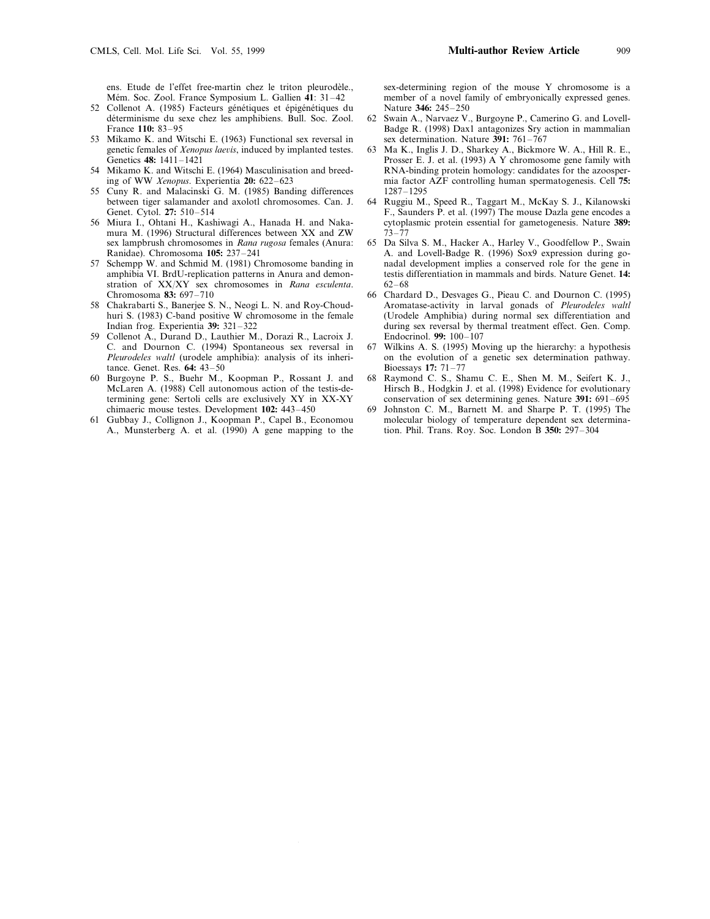ens. Etude de l'effet free-martin chez le triton pleurodèle., Mém. Soc. Zool. France Symposium L. Gallien **41**: 31–42

52 Collenot A. (1985) Facteurs génétiques et épigénétiques du déterminisme du sexe chez les amphibiens. Bull. Soc. Zool. France **110:** 83–95

53 Mikamo K. and Witschi E. (1963) Functional sex reversal in genetic females of *Xenopus laevis*, induced by implanted testes. Genetics **48:** 1411–1421

54 Mikamo K. and Witschi E. (1964) Masculinisation and breeding of WW *Xenopus*. Experientia **20:** 622–623

55 Cuny R. and Malacinski G. M. (1985) Banding differences between tiger salamander and axolotl chromosomes. Can. J. Genet. Cytol. **27:** 510–514

56 Miura I., Ohtani H., Kashiwagi A., Hanada H. and Nakamura M. (1996) Structural differences between XX and ZW sex lampbrush chromosomes in *Rana rugosa* females (Anura: Ranidae). Chromosoma **105:** 237–241

57 Schempp W. and Schmid M. (1981) Chromosome banding in amphibia VI. BrdU-replication patterns in Anura and demonstration of XX/XY sex chromosomes in *Rana esculenta*. Chromosoma **83:** 697–710

58 Chakrabarti S., Banerjee S. N., Neogi L. N. and Roy-Choudhuri S. (1983) C-band positive W chromosome in the female Indian frog. Experientia **39:** 321–322

59 Collenot A., Durand D., Lauthier M., Dorazi R., Lacroix J. C. and Dournon C. (1994) Spontaneous sex reversal in *Pleurodeles waltl* (urodele amphibia): analysis of its inheritance. Genet. Res. **64:** 43–50

60 Burgoyne P. S., Buehr M., Koopman P., Rossant J. and McLaren A. (1988) Cell autonomous action of the testis-determining gene: Sertoli cells are exclusively XY in XX-XY chimaeric mouse testes. Development **102:** 443–450

61 Gubbay J., Collignon J., Koopman P., Capel B., Economou A., Munsterberg A. et al. (1990) A gene mapping to the sex-determining region of the mouse Y chromosome is a member of a novel family of embryonically expressed genes. Nature **346:** 245–250

62 Swain A., Narvaez V., Burgoyne P., Camerino G. and Lovell-Badge R. (1998) Dax1 antagonizes Sry action in mammalian sex determination. Nature **391:** 761–767

63 Ma K., Inglis J. D., Sharkey A., Bickmore W. A., Hill R. E., Prosser E. J. et al. (1993) A Y chromosome gene family with RNA-binding protein homology: candidates for the azoospermia factor AZF controlling human spermatogenesis. Cell **75:** 1287–1295

64 Ruggiu M., Speed R., Taggart M., McKay S. J., Kilanowski F., Saunders P. et al. (1997) The mouse Dazla gene encodes a cytoplasmic protein essential for gametogenesis. Nature **389:** 73–77

65 Da Silva S. M., Hacker A., Harley V., Goodfellow P., Swain A. and Lovell-Badge R. (1996) Sox9 expression during gonadal development implies a conserved role for the gene in testis differentiation in mammals and birds. Nature Genet. **14:** 62–68

66 Chardard D., Desvages G., Pieau C. and Dournon C. (1995) Aromatase-activity in larval gonads of *Pleurodeles waltl* (Urodele Amphibia) during normal sex differentiation and during sex reversal by thermal treatment effect. Gen. Comp. Endocrinol. **99:** 100–107

67 Wilkins A. S. (1995) Moving up the hierarchy: a hypothesis on the evolution of a genetic sex determination pathway. Bioessays **17:** 71–77

68 Raymond C. S., Shamu C. E., Shen M. M., Seifert K. J., Hirsch B., Hodgkin J. et al. (1998) Evidence for evolutionary conservation of sex determining genes. Nature **391:** 691–695

69 Johnston C. M., Barnett M. and Sharpe P. T. (1995) The molecular biology of temperature dependent sex determination. Phil. Trans. Roy. Soc. London B **350:** 297–304